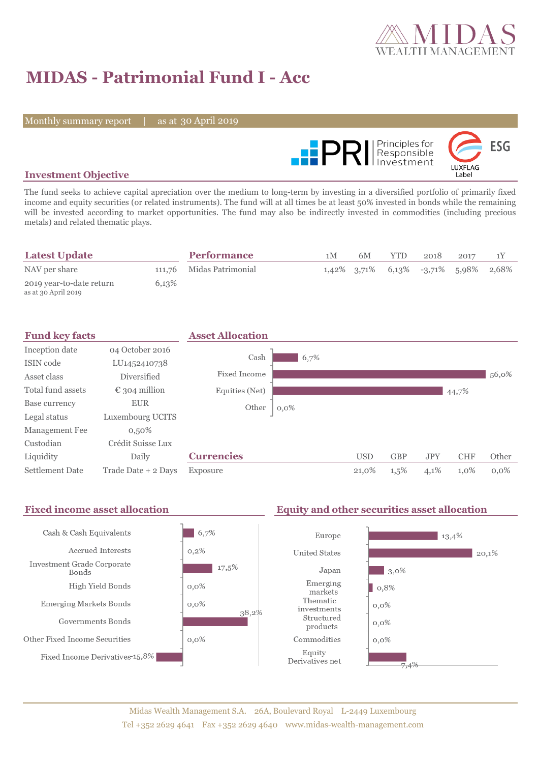# MIDAS - Patrimonial Fund I - Acc

Monthly summary report | as at 30 April 2019

## Investment Objective

The fund seeks to achieve capital apreciation over the medium to long-term by investing in a diversified portfolio of primarily fixed income and equity securities (or related instruments). The fund will at all times be at least 50% invested in bonds while the remaining will be invested according to market opportunities. The fund may also be indirectly invested in commodities (including precious metals) and related thematic plays.

## Latest Update

| | |
|---|---|
| NAV per share | 111,76 |
| 2019 year-to-date return (as at 30 April 2019) | 6,13% |

## Performance

| | 1M | 6M | YTD | 2018 | 2017 | 1Y |
|---|---|---|---|---|---|---|
| Midas Patrimonial | 1,42% | 3,71% | 6,13% | -3,71% | 5,98% | 2,68% |

## Fund key facts

| | |
|---|---|
| Inception date | 04 October 2016 |
| ISIN code | LU1452410738 |
| Asset class | Diversified |
| Total fund assets | € 304 million |
| Base currency | EUR |
| Legal status | Luxembourg UCITS |
| Management Fee | 0,50% |
| Custodian | Crédit Suisse Lux |
| Liquidity | Daily |
| Settlement Date | Trade Date + 2 Days |

## Asset Allocation

| | |
|---|---|
| Cash | 6,7% |
| Fixed Income | 56,0% |
| Equities (Net) | 44,7% |
| Other | 0,0% |

## Currencies

| | USD | GBP | JPY | CHF | Other |
|---|---|---|---|---|---|
| Exposure | 21,0% | 1,5% | 4,1% | 1,0% | 0,0% |

## Fixed income asset allocation

| | |
|---|---|
| Cash & Cash Equivalents | 6,7% |
| Accrued Interests | 0,2% |
| Investment Grade Corporate Bonds | 17,5% |
| High Yield Bonds | 0,0% |
| Emerging Markets Bonds | 0,0% |
| Governments Bonds | 38,2% |
| Other Fixed Income Securities | 0,0% |
| Fixed Income Derivatives | -15,8% |

## Equity and other securities asset allocation

| | |
|---|---|
| Europe | 13,4% |
| United States | 20,1% |
| Japan | 3,0% |
| Emerging markets | 0,8% |
| Thematic investments | 0,0% |
| Structured products | 0,0% |
| Commodities | 0,0% |
| Equity Derivatives net | 7,4% |

Midas Wealth Management S.A. 26A, Boulevard Royal L-2449 Luxembourg
Tel +352 2629 4641 Fax +352 2629 4640 www.midas-wealth-management.com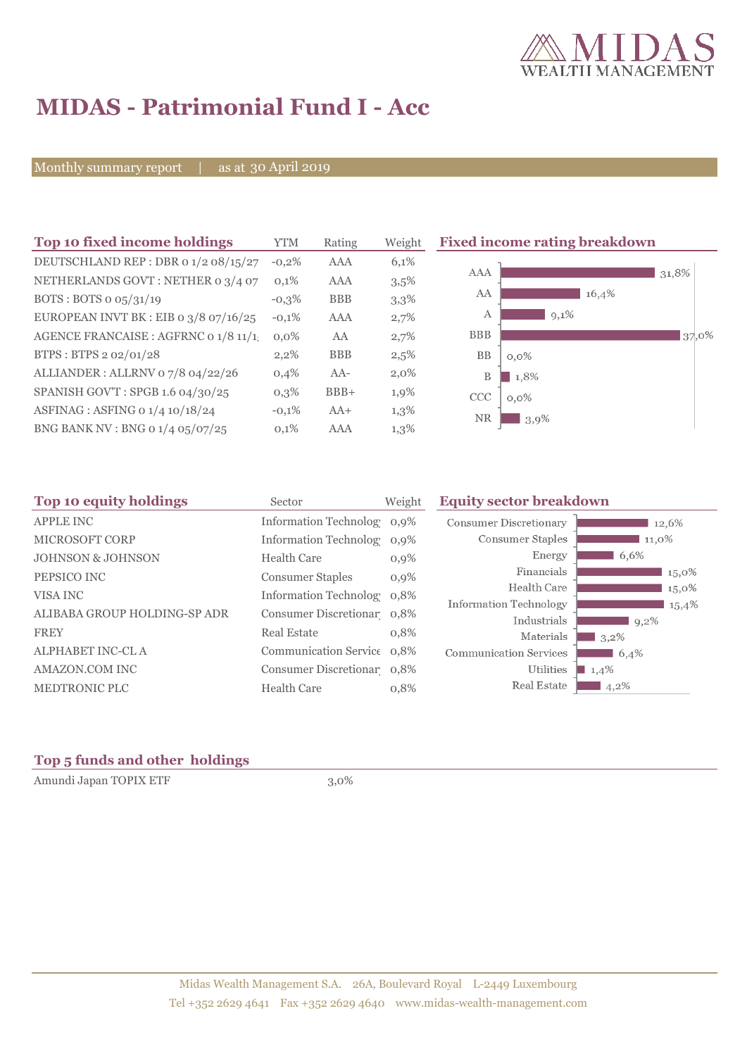# MIDAS - Patrimonial Fund I - Acc

Monthly summary report | as at 30 April 2019

## Top 10 fixed income holdings

| Top 10 fixed income holdings | YTM | Rating | Weight |
|---|---|---|---|
| DEUTSCHLAND REP : DBR 0 1/2 08/15/27 | -0,2% | AAA | 6,1% |
| NETHERLANDS GOVT : NETHER 0 3/4 07 | 0,1% | AAA | 3,5% |
| BOTS : BOTS 0 05/31/19 | -0,3% | BBB | 3,3% |
| EUROPEAN INVT BK : EIB 0 3/8 07/16/25 | -0,1% | AAA | 2,7% |
| AGENCE FRANCAISE : AGFRNC 0 1/8 11/1 | 0,0% | AA | 2,7% |
| BTPS : BTPS 2 02/01/28 | 2,2% | BBB | 2,5% |
| ALLIANDER : ALLRNV 0 7/8 04/22/26 | 0,4% | AA- | 2,0% |
| SPANISH GOV'T : SPGB 1.6 04/30/25 | 0,3% | BBB+ | 1,9% |
| ASFINAG : ASFING 0 1/4 10/18/24 | -0,1% | AA+ | 1,3% |
| BNG BANK NV : BNG 0 1/4 05/07/25 | 0,1% | AAA | 1,3% |

## Fixed income rating breakdown

| Rating | Weight |
|---|---|
| AAA | 31,8% |
| AA | 16,4% |
| A | 9,1% |
| BBB | 37,0% |
| BB | 0,0% |
| B | 1,8% |
| CCC | 0,0% |
| NR | 3,9% |

## Top 10 equity holdings

| Top 10 equity holdings | Sector | Weight |
|---|---|---|
| APPLE INC | Information Technolog | 0,9% |
| MICROSOFT CORP | Information Technolog | 0,9% |
| JOHNSON & JOHNSON | Health Care | 0,9% |
| PEPSICO INC | Consumer Staples | 0,9% |
| VISA INC | Information Technolog | 0,8% |
| ALIBABA GROUP HOLDING-SP ADR | Consumer Discretionar | 0,8% |
| FREY | Real Estate | 0,8% |
| ALPHABET INC-CL A | Communication Service | 0,8% |
| AMAZON.COM INC | Consumer Discretionar | 0,8% |
| MEDTRONIC PLC | Health Care | 0,8% |

## Equity sector breakdown

| Sector | Weight |
|---|---|
| Consumer Discretionary | 12,6% |
| Consumer Staples | 11,0% |
| Energy | 6,6% |
| Financials | 15,0% |
| Health Care | 15,0% |
| Information Technology | 15,4% |
| Industrials | 9,2% |
| Materials | 3,2% |
| Communication Services | 6,4% |
| Utilities | 1,4% |
| Real Estate | 4,2% |

## Top 5 funds and other holdings

| Holding | Weight |
|---|---|
| Amundi Japan TOPIX ETF | 3,0% |

Midas Wealth Management S.A. 26A, Boulevard Royal L-2449 Luxembourg
Tel +352 2629 4641 Fax +352 2629 4640 www.midas-wealth-management.com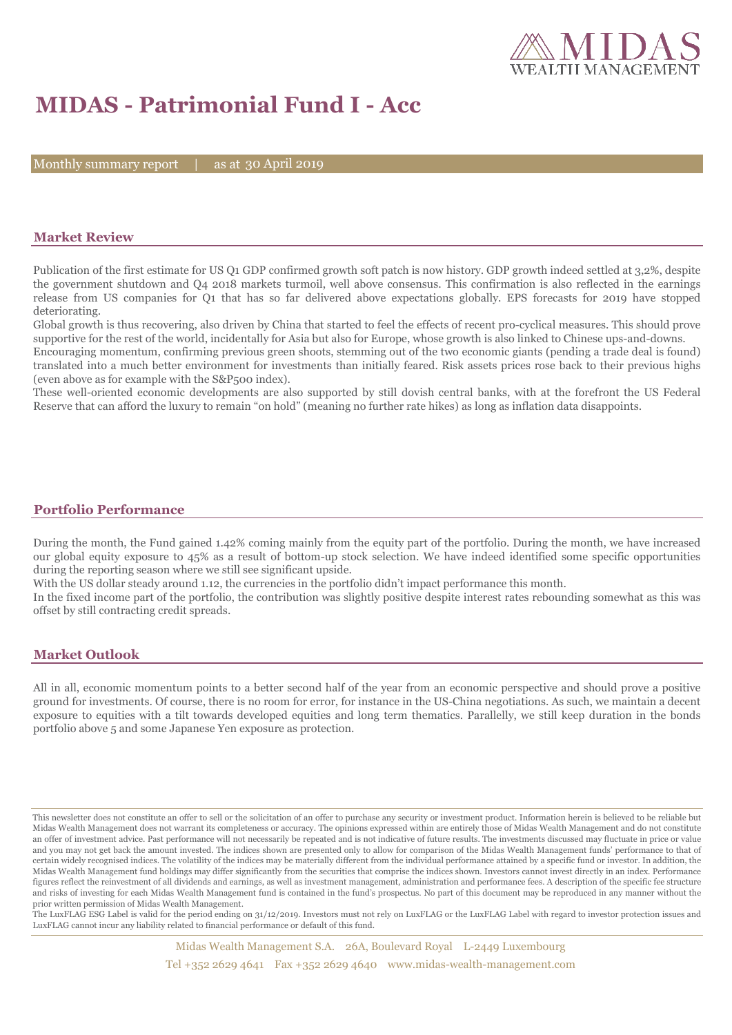# MIDAS - Patrimonial Fund I - Acc

Monthly summary report | as at 30 April 2019

## Market Review

Publication of the first estimate for US Q1 GDP confirmed growth soft patch is now history. GDP growth indeed settled at 3,2%, despite the government shutdown and Q4 2018 markets turmoil, well above consensus. This confirmation is also reflected in the earnings release from US companies for Q1 that has so far delivered above expectations globally. EPS forecasts for 2019 have stopped deteriorating.

Global growth is thus recovering, also driven by China that started to feel the effects of recent pro-cyclical measures. This should prove supportive for the rest of the world, incidentally for Asia but also for Europe, whose growth is also linked to Chinese ups-and-downs.

Encouraging momentum, confirming previous green shoots, stemming out of the two economic giants (pending a trade deal is found) translated into a much better environment for investments than initially feared. Risk assets prices rose back to their previous highs (even above as for example with the S&P500 index).

These well-oriented economic developments are also supported by still dovish central banks, with at the forefront the US Federal Reserve that can afford the luxury to remain "on hold" (meaning no further rate hikes) as long as inflation data disappoints.

## Portfolio Performance

During the month, the Fund gained 1.42% coming mainly from the equity part of the portfolio. During the month, we have increased our global equity exposure to 45% as a result of bottom-up stock selection. We have indeed identified some specific opportunities during the reporting season where we still see significant upside.

With the US dollar steady around 1.12, the currencies in the portfolio didn't impact performance this month.

In the fixed income part of the portfolio, the contribution was slightly positive despite interest rates rebounding somewhat as this was offset by still contracting credit spreads.

## Market Outlook

All in all, economic momentum points to a better second half of the year from an economic perspective and should prove a positive ground for investments. Of course, there is no room for error, for instance in the US-China negotiations. As such, we maintain a decent exposure to equities with a tilt towards developed equities and long term thematics. Parallelly, we still keep duration in the bonds portfolio above 5 and some Japanese Yen exposure as protection.

This newsletter does not constitute an offer to sell or the solicitation of an offer to purchase any security or investment product. Information herein is believed to be reliable but Midas Wealth Management does not warrant its completeness or accuracy. The opinions expressed within are entirely those of Midas Wealth Management and do not constitute an offer of investment advice. Past performance will not necessarily be repeated and is not indicative of future results. The investments discussed may fluctuate in price or value and you may not get back the amount invested. The indices shown are presented only to allow for comparison of the Midas Wealth Management funds' performance to that of certain widely recognised indices. The volatility of the indices may be materially different from the individual performance attained by a specific fund or investor. In addition, the Midas Wealth Management fund holdings may differ significantly from the securities that comprise the indices shown. Investors cannot invest directly in an index. Performance figures reflect the reinvestment of all dividends and earnings, as well as investment management, administration and performance fees. A description of the specific fee structure and risks of investing for each Midas Wealth Management fund is contained in the fund's prospectus. No part of this document may be reproduced in any manner without the prior written permission of Midas Wealth Management.

The LuxFLAG ESG Label is valid for the period ending on 31/12/2019. Investors must not rely on LuxFLAG or the LuxFLAG Label with regard to investor protection issues and LuxFLAG cannot incur any liability related to financial performance or default of this fund.

Midas Wealth Management S.A. 26A, Boulevard Royal L-2449 Luxembourg
Tel +352 2629 4641 Fax +352 2629 4640 www.midas-wealth-management.com